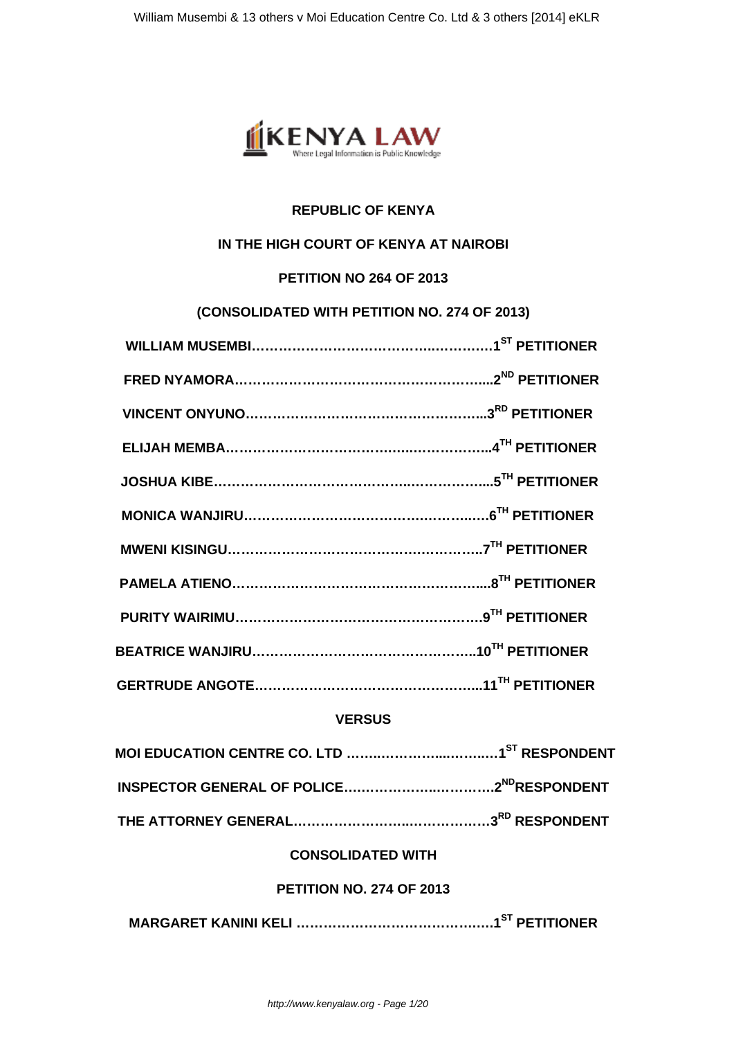**REPUBLIC OF KENYA**

**IN THE HIGH COURT OF KENYA AT NAIROBI**

**PETITION NO 264 OF 2013**

**(CONSOLIDATED WITH PETITION NO. 274 OF 2013)**

**WILLIAM MUSEMBI…………………………………..…………1ST PETITIONER**

**FRED NYAMORA………………………………………………...2ND PETITIONER**

**VINCENT ONYUNO……………………………………………...3RD PETITIONER**

**ELIJAH MEMBA………………………………..…..……………..4TH PETITIONER**

**JOSHUA KIBE……………………………………..……………...5TH PETITIONER**

**MONICA WANJIRU…………………………………..……..….6TH PETITIONER**

**MWENI KISINGU………………………………………………..7TH PETITIONER**

**PAMELA ATIENO………………………………………………...8TH PETITIONER**

**PURITY WAIRIMU……………………………………………….9TH PETITIONER**

**BEATRICE WANJIRU…………………………………………...10TH PETITIONER**

**GERTRUDE ANGOTE…………………………………………...11TH PETITIONER**

**VERSUS**

**MOI EDUCATION CENTRE CO. LTD ……..………...……..….1ST RESPONDENT**

**INSPECTOR GENERAL OF POLICE…..……………..………..2ND RESPONDENT**

**THE ATTORNEY GENERAL……………………..………………3RD RESPONDENT**

**CONSOLIDATED WITH**

**PETITION NO. 274 OF 2013**

**MARGARET KANINI KELI …………………………………..….1ST PETITIONER**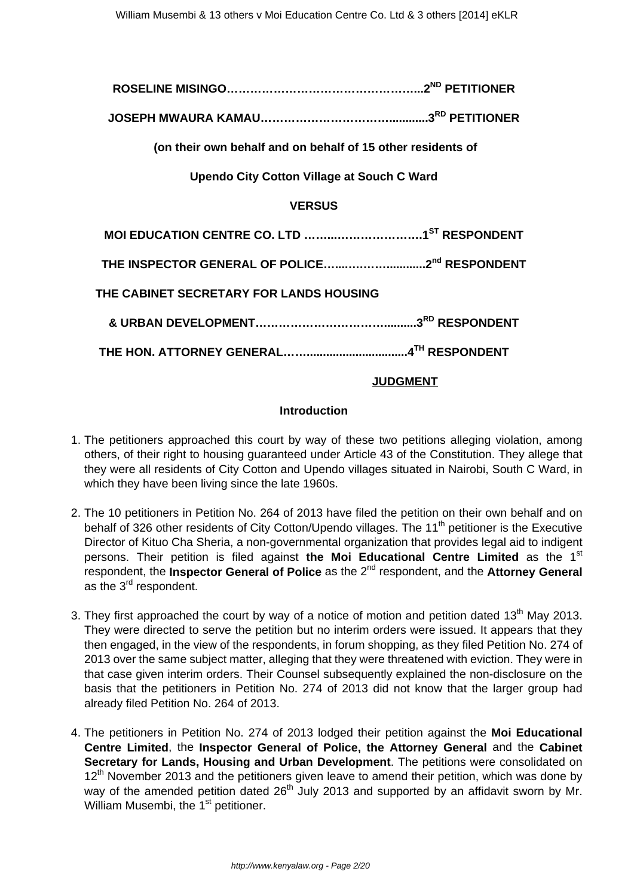**ROSELINE MISINGO…………………………………………...2[ND] PETITIONER**

**JOSEPH MWAURA KAMAU………………………………...........3[RD] PETITIONER**

**(on their own behalf and on behalf of 15 other residents of**

**Upendo City Cotton Village at Souch C Ward**

**VERSUS**

**MOI EDUCATION CENTRE CO. LTD ……..…………………….1[ST] RESPONDENT**

**THE INSPECTOR GENERAL OF POLICE…..……….............2[nd] RESPONDENT**

**THE CABINET SECRETARY FOR LANDS HOUSING**

**& URBAN DEVELOPMENT………………………………..........3[RD] RESPONDENT**

**THE HON. ATTORNEY GENERAL……...............................4[TH] RESPONDENT**

**JUDGMENT**

**Introduction**

1. The petitioners approached this court by way of these two petitions alleging violation, among others, of their right to housing guaranteed under Article 43 of the Constitution. They allege that they were all residents of City Cotton and Upendo villages situated in Nairobi, South C Ward, in which they have been living since the late 1960s.

2. The 10 petitioners in Petition No. 264 of 2013 have filed the petition on their own behalf and on behalf of 326 other residents of City Cotton/Upendo villages. The 11[th] petitioner is the Executive Director of Kituo Cha Sheria, a non-governmental organization that provides legal aid to indigent persons. Their petition is filed against **the Moi Educational Centre Limited** as the 1[st] respondent, the **Inspector General of Police** as the 2[nd] respondent, and the **Attorney General** as the 3[rd] respondent.

3. They first approached the court by way of a notice of motion and petition dated 13[th] May 2013. They were directed to serve the petition but no interim orders were issued. It appears that they then engaged, in the view of the respondents, in forum shopping, as they filed Petition No. 274 of 2013 over the same subject matter, alleging that they were threatened with eviction. They were in that case given interim orders. Their Counsel subsequently explained the non-disclosure on the basis that the petitioners in Petition No. 274 of 2013 did not know that the larger group had already filed Petition No. 264 of 2013.

4. The petitioners in Petition No. 274 of 2013 lodged their petition against the **Moi Educational Centre Limited**, the **Inspector General of Police, the Attorney General** and the **Cabinet Secretary for Lands, Housing and Urban Development**. The petitions were consolidated on 12[th] November 2013 and the petitioners given leave to amend their petition, which was done by way of the amended petition dated 26[th] July 2013 and supported by an affidavit sworn by Mr. William Musembi, the 1[st] petitioner.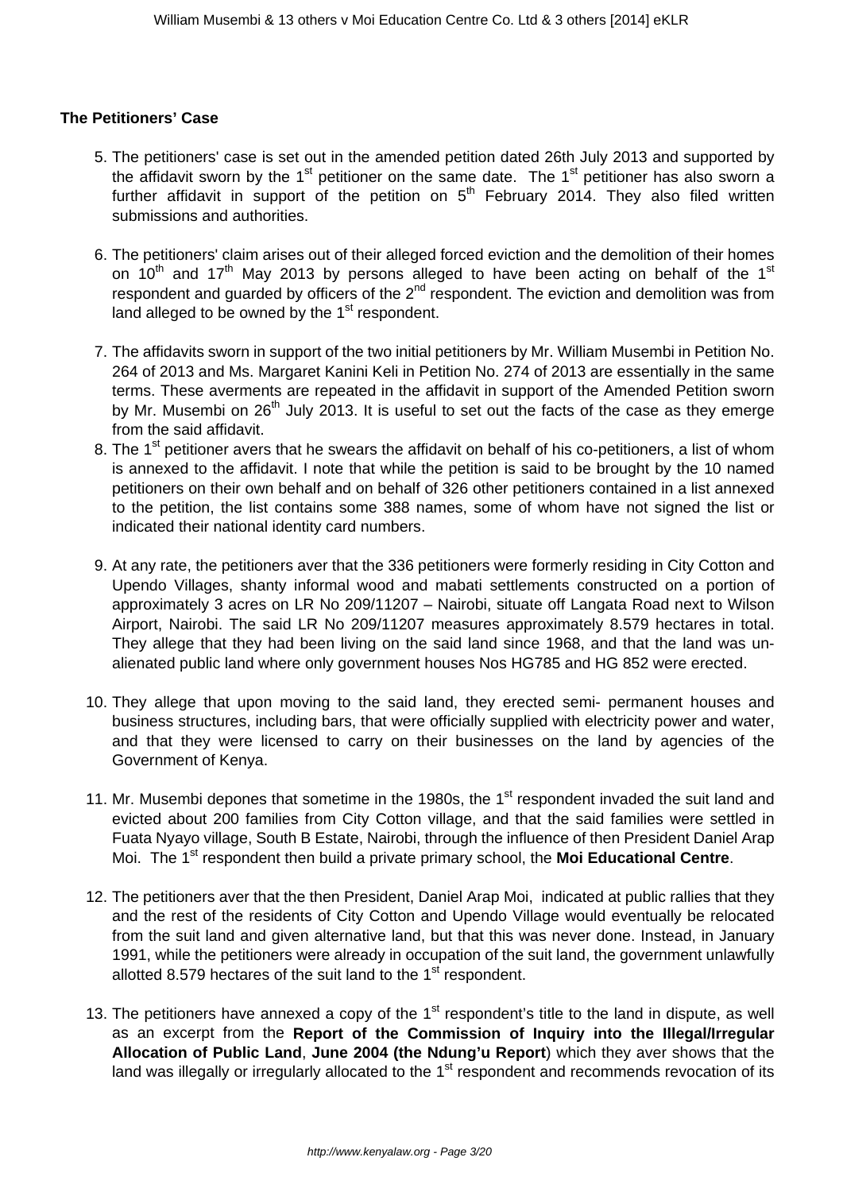**The Petitioners' Case**

5. The petitioners' case is set out in the amended petition dated 26th July 2013 and supported by the affidavit sworn by the 1st petitioner on the same date. The 1st petitioner has also sworn a further affidavit in support of the petition on 5th February 2014. They also filed written submissions and authorities.

6. The petitioners' claim arises out of their alleged forced eviction and the demolition of their homes on 10th and 17th May 2013 by persons alleged to have been acting on behalf of the 1st respondent and guarded by officers of the 2nd respondent. The eviction and demolition was from land alleged to be owned by the 1st respondent.

7. The affidavits sworn in support of the two initial petitioners by Mr. William Musembi in Petition No. 264 of 2013 and Ms. Margaret Kanini Keli in Petition No. 274 of 2013 are essentially in the same terms. These averments are repeated in the affidavit in support of the Amended Petition sworn by Mr. Musembi on 26th July 2013. It is useful to set out the facts of the case as they emerge from the said affidavit.

8. The 1st petitioner avers that he swears the affidavit on behalf of his co-petitioners, a list of whom is annexed to the affidavit. I note that while the petition is said to be brought by the 10 named petitioners on their own behalf and on behalf of 326 other petitioners contained in a list annexed to the petition, the list contains some 388 names, some of whom have not signed the list or indicated their national identity card numbers.

9. At any rate, the petitioners aver that the 336 petitioners were formerly residing in City Cotton and Upendo Villages, shanty informal wood and mabati settlements constructed on a portion of approximately 3 acres on LR No 209/11207 – Nairobi, situate off Langata Road next to Wilson Airport, Nairobi. The said LR No 209/11207 measures approximately 8.579 hectares in total. They allege that they had been living on the said land since 1968, and that the land was un-alienated public land where only government houses Nos HG785 and HG 852 were erected.

10. They allege that upon moving to the said land, they erected semi- permanent houses and business structures, including bars, that were officially supplied with electricity power and water, and that they were licensed to carry on their businesses on the land by agencies of the Government of Kenya.

11. Mr. Musembi depones that sometime in the 1980s, the 1st respondent invaded the suit land and evicted about 200 families from City Cotton village, and that the said families were settled in Fuata Nyayo village, South B Estate, Nairobi, through the influence of then President Daniel Arap Moi. The 1st respondent then build a private primary school, the **Moi Educational Centre**.

12. The petitioners aver that the then President, Daniel Arap Moi, indicated at public rallies that they and the rest of the residents of City Cotton and Upendo Village would eventually be relocated from the suit land and given alternative land, but that this was never done. Instead, in January 1991, while the petitioners were already in occupation of the suit land, the government unlawfully allotted 8.579 hectares of the suit land to the 1st respondent.

13. The petitioners have annexed a copy of the 1st respondent's title to the land in dispute, as well as an excerpt from the **Report of the Commission of Inquiry into the Illegal/Irregular Allocation of Public Land**, **June 2004 (the Ndung'u Report**) which they aver shows that the land was illegally or irregularly allocated to the 1st respondent and recommends revocation of its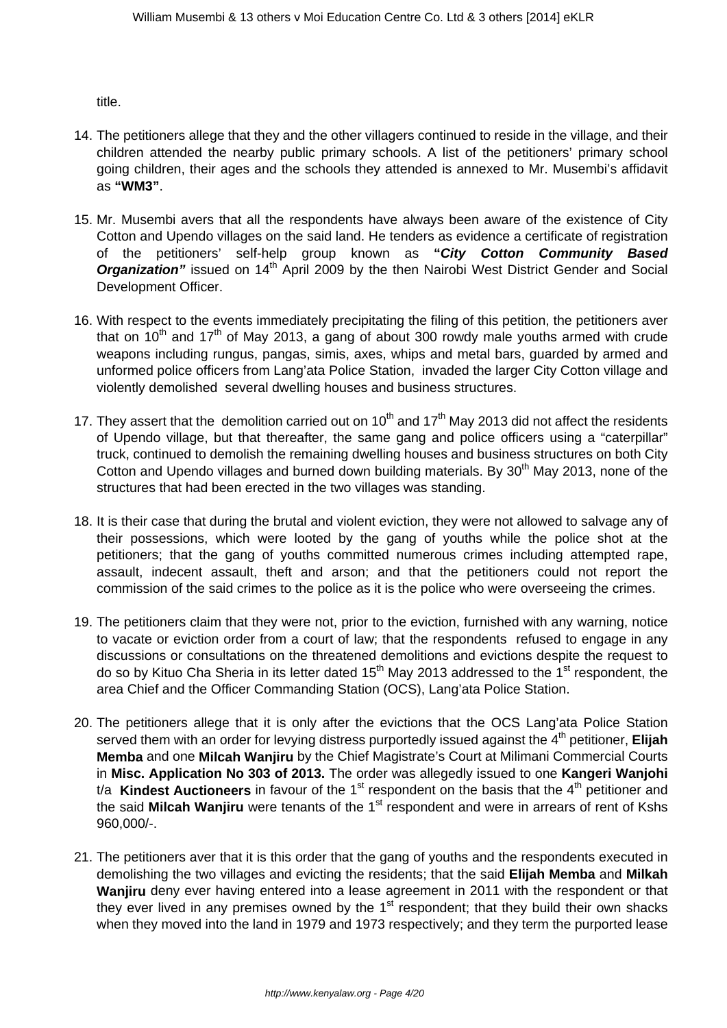title.

14. The petitioners allege that they and the other villagers continued to reside in the village, and their children attended the nearby public primary schools. A list of the petitioners' primary school going children, their ages and the schools they attended is annexed to Mr. Musembi's affidavit as **"WM3"**.

15. Mr. Musembi avers that all the respondents have always been aware of the existence of City Cotton and Upendo villages on the said land. He tenders as evidence a certificate of registration of the petitioners' self-help group known as **"*City Cotton Community Based Organization*"** issued on 14th April 2009 by the then Nairobi West District Gender and Social Development Officer.

16. With respect to the events immediately precipitating the filing of this petition, the petitioners aver that on 10th and 17th of May 2013, a gang of about 300 rowdy male youths armed with crude weapons including rungus, pangas, simis, axes, whips and metal bars, guarded by armed and unformed police officers from Lang'ata Police Station, invaded the larger City Cotton village and violently demolished several dwelling houses and business structures.

17. They assert that the demolition carried out on 10th and 17th May 2013 did not affect the residents of Upendo village, but that thereafter, the same gang and police officers using a "caterpillar" truck, continued to demolish the remaining dwelling houses and business structures on both City Cotton and Upendo villages and burned down building materials. By 30th May 2013, none of the structures that had been erected in the two villages was standing.

18. It is their case that during the brutal and violent eviction, they were not allowed to salvage any of their possessions, which were looted by the gang of youths while the police shot at the petitioners; that the gang of youths committed numerous crimes including attempted rape, assault, indecent assault, theft and arson; and that the petitioners could not report the commission of the said crimes to the police as it is the police who were overseeing the crimes.

19. The petitioners claim that they were not, prior to the eviction, furnished with any warning, notice to vacate or eviction order from a court of law; that the respondents refused to engage in any discussions or consultations on the threatened demolitions and evictions despite the request to do so by Kituo Cha Sheria in its letter dated 15th May 2013 addressed to the 1st respondent, the area Chief and the Officer Commanding Station (OCS), Lang'ata Police Station.

20. The petitioners allege that it is only after the evictions that the OCS Lang'ata Police Station served them with an order for levying distress purportedly issued against the 4th petitioner, **Elijah Memba** and one **Milcah Wanjiru** by the Chief Magistrate's Court at Milimani Commercial Courts in **Misc. Application No 303 of 2013.** The order was allegedly issued to one **Kangeri Wanjohi** t/a **Kindest Auctioneers** in favour of the 1st respondent on the basis that the 4th petitioner and the said **Milcah Wanjiru** were tenants of the 1st respondent and were in arrears of rent of Kshs 960,000/-.

21. The petitioners aver that it is this order that the gang of youths and the respondents executed in demolishing the two villages and evicting the residents; that the said **Elijah Memba** and **Milkah Wanjiru** deny ever having entered into a lease agreement in 2011 with the respondent or that they ever lived in any premises owned by the 1st respondent; that they build their own shacks when they moved into the land in 1979 and 1973 respectively; and they term the purported lease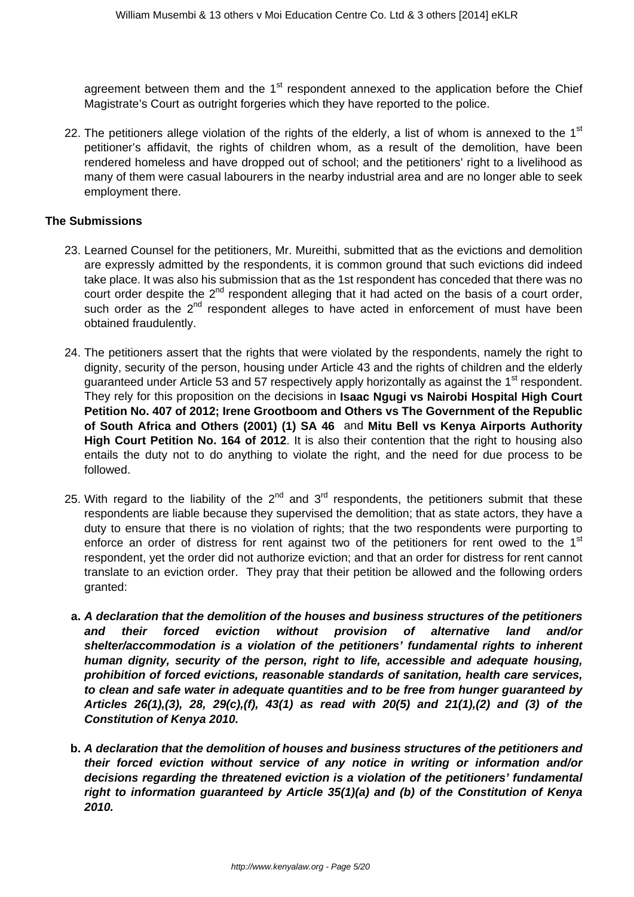agreement between them and the 1st respondent annexed to the application before the Chief Magistrate's Court as outright forgeries which they have reported to the police.

22. The petitioners allege violation of the rights of the elderly, a list of whom is annexed to the 1st petitioner's affidavit, the rights of children whom, as a result of the demolition, have been rendered homeless and have dropped out of school; and the petitioners' right to a livelihood as many of them were casual labourers in the nearby industrial area and are no longer able to seek employment there.

**The Submissions**

23. Learned Counsel for the petitioners, Mr. Mureithi, submitted that as the evictions and demolition are expressly admitted by the respondents, it is common ground that such evictions did indeed take place. It was also his submission that as the 1st respondent has conceded that there was no court order despite the 2nd respondent alleging that it had acted on the basis of a court order, such order as the 2nd respondent alleges to have acted in enforcement of must have been obtained fraudulently.

24. The petitioners assert that the rights that were violated by the respondents, namely the right to dignity, security of the person, housing under Article 43 and the rights of children and the elderly guaranteed under Article 53 and 57 respectively apply horizontally as against the 1st respondent. They rely for this proposition on the decisions in **Isaac Ngugi vs Nairobi Hospital High Court Petition No. 407 of 2012; Irene Grootboom and Others vs The Government of the Republic of South Africa and Others (2001) (1) SA 46** and **Mitu Bell vs Kenya Airports Authority High Court Petition No. 164 of 2012**. It is also their contention that the right to housing also entails the duty not to do anything to violate the right, and the need for due process to be followed.

25. With regard to the liability of the 2nd and 3rd respondents, the petitioners submit that these respondents are liable because they supervised the demolition; that as state actors, they have a duty to ensure that there is no violation of rights; that the two respondents were purporting to enforce an order of distress for rent against two of the petitioners for rent owed to the 1st respondent, yet the order did not authorize eviction; and that an order for distress for rent cannot translate to an eviction order. They pray that their petition be allowed and the following orders granted:

   a. ***A declaration that the demolition of the houses and business structures of the petitioners and their forced eviction without provision of alternative land and/or shelter/accommodation is a violation of the petitioners' fundamental rights to inherent human dignity, security of the person, right to life, accessible and adequate housing, prohibition of forced evictions, reasonable standards of sanitation, health care services, to clean and safe water in adequate quantities and to be free from hunger guaranteed by Articles 26(1),(3), 28, 29(c),(f), 43(1) as read with 20(5) and 21(1),(2) and (3) of the Constitution of Kenya 2010.***

   b. ***A declaration that the demolition of houses and business structures of the petitioners and their forced eviction without service of any notice in writing or information and/or decisions regarding the threatened eviction is a violation of the petitioners' fundamental right to information guaranteed by Article 35(1)(a) and (b) of the Constitution of Kenya 2010.***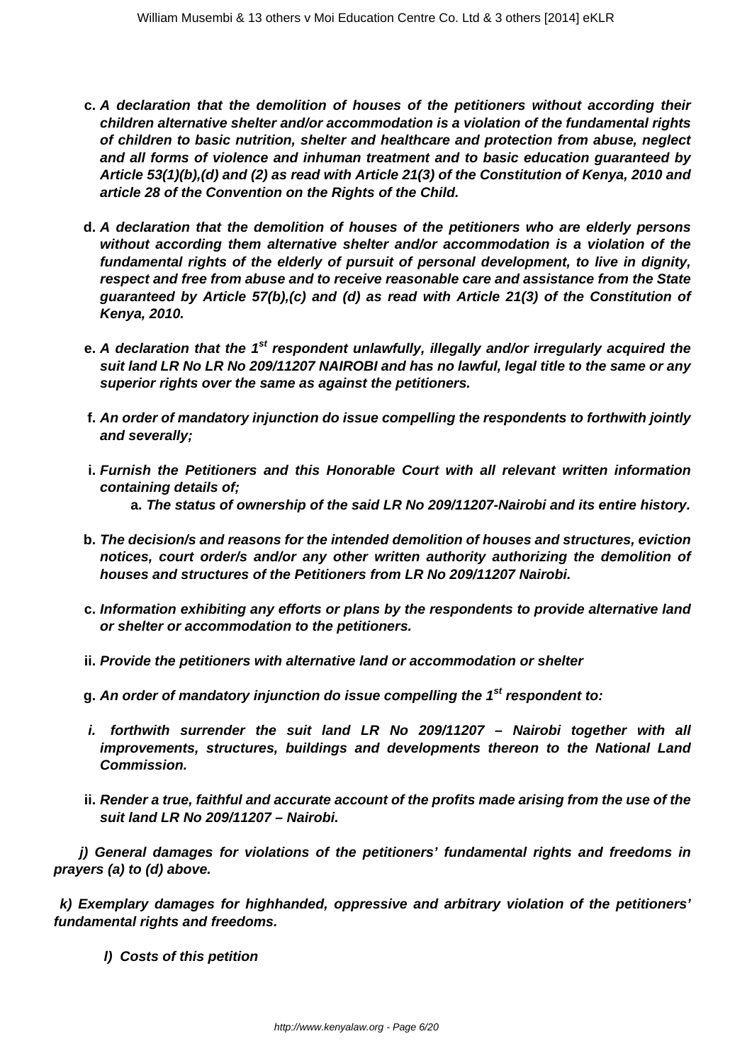c. ***A declaration that the demolition of houses of the petitioners without according their children alternative shelter and/or accommodation is a violation of the fundamental rights of children to basic nutrition, shelter and healthcare and protection from abuse, neglect and all forms of violence and inhuman treatment and to basic education guaranteed by Article 53(1)(b),(d) and (2) as read with Article 21(3) of the Constitution of Kenya, 2010 and article 28 of the Convention on the Rights of the Child.***

d. ***A declaration that the demolition of houses of the petitioners who are elderly persons without according them alternative shelter and/or accommodation is a violation of the fundamental rights of the elderly of pursuit of personal development, to live in dignity, respect and free from abuse and to receive reasonable care and assistance from the State guaranteed by Article 57(b),(c) and (d) as read with Article 21(3) of the Constitution of Kenya, 2010.***

e. ***A declaration that the 1st respondent unlawfully, illegally and/or irregularly acquired the suit land LR No LR No 209/11207 NAIROBI and has no lawful, legal title to the same or any superior rights over the same as against the petitioners.***

f. ***An order of mandatory injunction do issue compelling the respondents to forthwith jointly and severally;***

i. ***Furnish the Petitioners and this Honorable Court with all relevant written information containing details of;***

   a. ***The status of ownership of the said LR No 209/11207-Nairobi and its entire history.***

b. ***The decision/s and reasons for the intended demolition of houses and structures, eviction notices, court order/s and/or any other written authority authorizing the demolition of houses and structures of the Petitioners from LR No 209/11207 Nairobi.***

c. ***Information exhibiting any efforts or plans by the respondents to provide alternative land or shelter or accommodation to the petitioners.***

ii. ***Provide the petitioners with alternative land or accommodation or shelter***

g. ***An order of mandatory injunction do issue compelling the 1st respondent to:***

i. ***forthwith surrender the suit land LR No 209/11207 – Nairobi together with all improvements, structures, buildings and developments thereon to the National Land Commission.***

ii. ***Render a true, faithful and accurate account of the profits made arising from the use of the suit land LR No 209/11207 – Nairobi.***

***j) General damages for violations of the petitioners' fundamental rights and freedoms in prayers (a) to (d) above.***

***k) Exemplary damages for highhanded, oppressive and arbitrary violation of the petitioners' fundamental rights and freedoms.***

***l) Costs of this petition***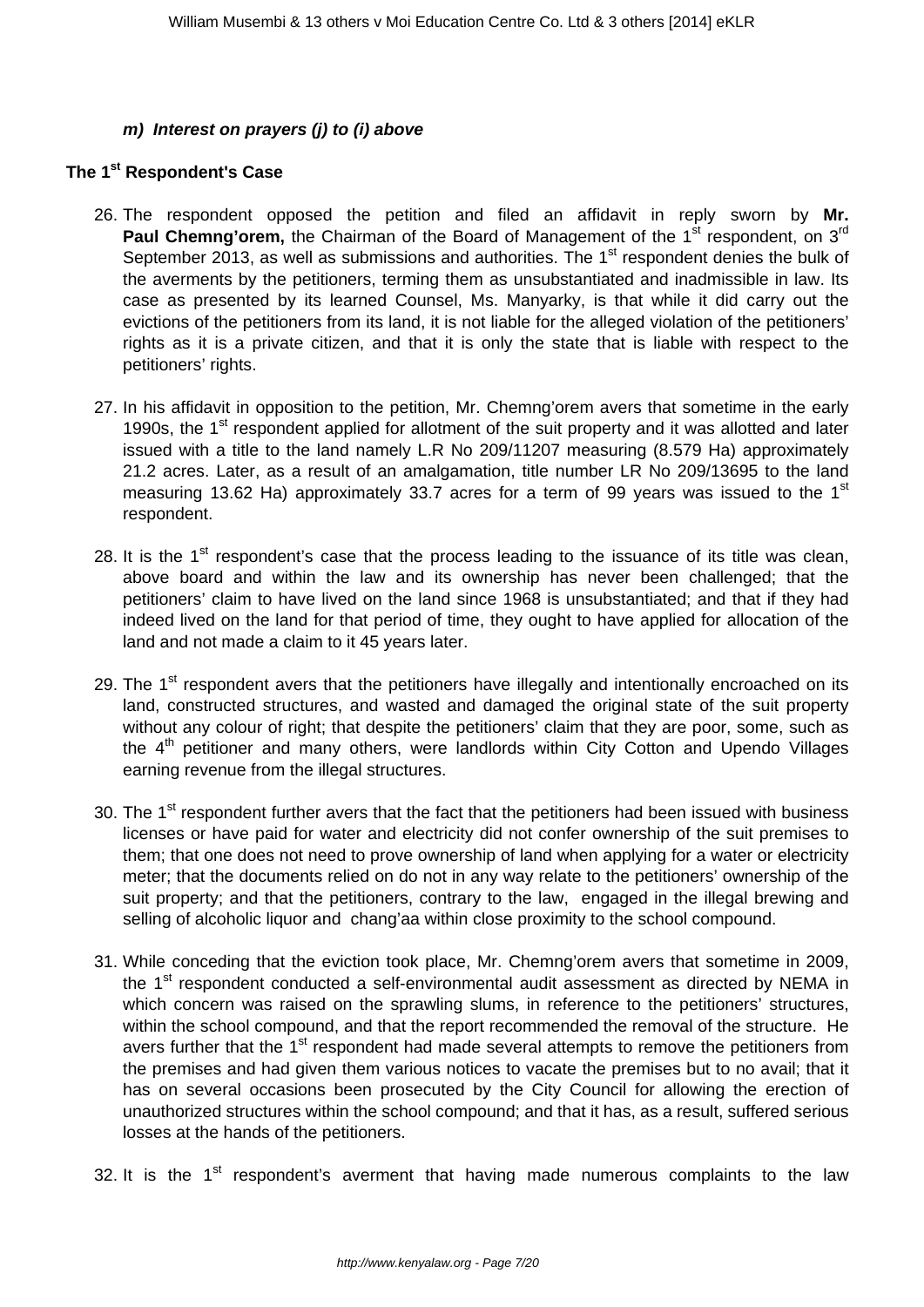***m) Interest on prayers (j) to (i) above***

## The 1st Respondent's Case

26. The respondent opposed the petition and filed an affidavit in reply sworn by **Mr. Paul Chemng'orem,** the Chairman of the Board of Management of the 1st respondent, on 3rd September 2013, as well as submissions and authorities. The 1st respondent denies the bulk of the averments by the petitioners, terming them as unsubstantiated and inadmissible in law. Its case as presented by its learned Counsel, Ms. Manyarky, is that while it did carry out the evictions of the petitioners from its land, it is not liable for the alleged violation of the petitioners' rights as it is a private citizen, and that it is only the state that is liable with respect to the petitioners' rights.

27. In his affidavit in opposition to the petition, Mr. Chemng'orem avers that sometime in the early 1990s, the 1st respondent applied for allotment of the suit property and it was allotted and later issued with a title to the land namely L.R No 209/11207 measuring (8.579 Ha) approximately 21.2 acres. Later, as a result of an amalgamation, title number LR No 209/13695 to the land measuring 13.62 Ha) approximately 33.7 acres for a term of 99 years was issued to the 1st respondent.

28. It is the 1st respondent's case that the process leading to the issuance of its title was clean, above board and within the law and its ownership has never been challenged; that the petitioners' claim to have lived on the land since 1968 is unsubstantiated; and that if they had indeed lived on the land for that period of time, they ought to have applied for allocation of the land and not made a claim to it 45 years later.

29. The 1st respondent avers that the petitioners have illegally and intentionally encroached on its land, constructed structures, and wasted and damaged the original state of the suit property without any colour of right; that despite the petitioners' claim that they are poor, some, such as the 4th petitioner and many others, were landlords within City Cotton and Upendo Villages earning revenue from the illegal structures.

30. The 1st respondent further avers that the fact that the petitioners had been issued with business licenses or have paid for water and electricity did not confer ownership of the suit premises to them; that one does not need to prove ownership of land when applying for a water or electricity meter; that the documents relied on do not in any way relate to the petitioners' ownership of the suit property; and that the petitioners, contrary to the law, engaged in the illegal brewing and selling of alcoholic liquor and chang'aa within close proximity to the school compound.

31. While conceding that the eviction took place, Mr. Chemng'orem avers that sometime in 2009, the 1st respondent conducted a self-environmental audit assessment as directed by NEMA in which concern was raised on the sprawling slums, in reference to the petitioners' structures, within the school compound, and that the report recommended the removal of the structure. He avers further that the 1st respondent had made several attempts to remove the petitioners from the premises and had given them various notices to vacate the premises but to no avail; that it has on several occasions been prosecuted by the City Council for allowing the erection of unauthorized structures within the school compound; and that it has, as a result, suffered serious losses at the hands of the petitioners.

32. It is the 1st respondent's averment that having made numerous complaints to the law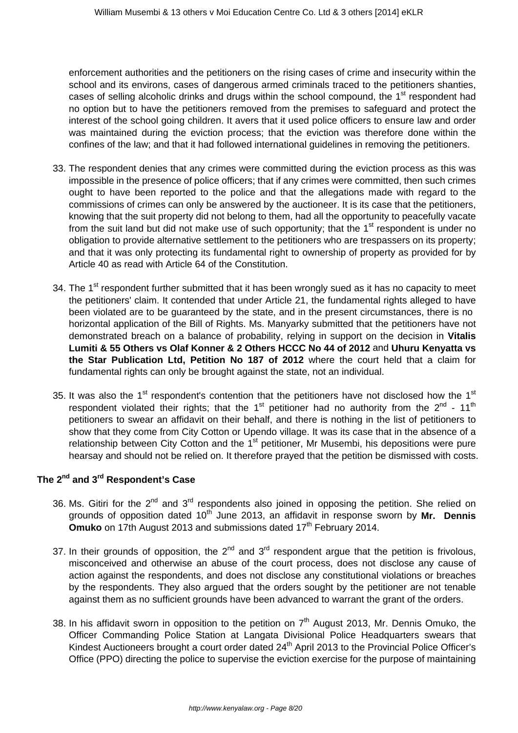enforcement authorities and the petitioners on the rising cases of crime and insecurity within the school and its environs, cases of dangerous armed criminals traced to the petitioners shanties, cases of selling alcoholic drinks and drugs within the school compound, the 1st respondent had no option but to have the petitioners removed from the premises to safeguard and protect the interest of the school going children. It avers that it used police officers to ensure law and order was maintained during the eviction process; that the eviction was therefore done within the confines of the law; and that it had followed international guidelines in removing the petitioners.

33. The respondent denies that any crimes were committed during the eviction process as this was impossible in the presence of police officers; that if any crimes were committed, then such crimes ought to have been reported to the police and that the allegations made with regard to the commissions of crimes can only be answered by the auctioneer. It is its case that the petitioners, knowing that the suit property did not belong to them, had all the opportunity to peacefully vacate from the suit land but did not make use of such opportunity; that the 1st respondent is under no obligation to provide alternative settlement to the petitioners who are trespassers on its property; and that it was only protecting its fundamental right to ownership of property as provided for by Article 40 as read with Article 64 of the Constitution.

34. The 1st respondent further submitted that it has been wrongly sued as it has no capacity to meet the petitioners' claim. It contended that under Article 21, the fundamental rights alleged to have been violated are to be guaranteed by the state, and in the present circumstances, there is no horizontal application of the Bill of Rights. Ms. Manyarky submitted that the petitioners have not demonstrated breach on a balance of probability, relying in support on the decision in **Vitalis Lumiti & 55 Others vs Olaf Konner & 2 Others HCCC No 44 of 2012** and **Uhuru Kenyatta vs the Star Publication Ltd, Petition No 187 of 2012** where the court held that a claim for fundamental rights can only be brought against the state, not an individual.

35. It was also the 1st respondent's contention that the petitioners have not disclosed how the 1st respondent violated their rights; that the 1st petitioner had no authority from the 2nd - 11th petitioners to swear an affidavit on their behalf, and there is nothing in the list of petitioners to show that they come from City Cotton or Upendo village. It was its case that in the absence of a relationship between City Cotton and the 1st petitioner, Mr Musembi, his depositions were pure hearsay and should not be relied on. It therefore prayed that the petition be dismissed with costs.

## The 2nd and 3rd Respondent's Case

36. Ms. Gitiri for the 2nd and 3rd respondents also joined in opposing the petition. She relied on grounds of opposition dated 10th June 2013, an affidavit in response sworn by **Mr. Dennis Omuko** on 17th August 2013 and submissions dated 17th February 2014.

37. In their grounds of opposition, the 2nd and 3rd respondent argue that the petition is frivolous, misconceived and otherwise an abuse of the court process, does not disclose any cause of action against the respondents, and does not disclose any constitutional violations or breaches by the respondents. They also argued that the orders sought by the petitioner are not tenable against them as no sufficient grounds have been advanced to warrant the grant of the orders.

38. In his affidavit sworn in opposition to the petition on 7th August 2013, Mr. Dennis Omuko, the Officer Commanding Police Station at Langata Divisional Police Headquarters swears that Kindest Auctioneers brought a court order dated 24th April 2013 to the Provincial Police Officer's Office (PPO) directing the police to supervise the eviction exercise for the purpose of maintaining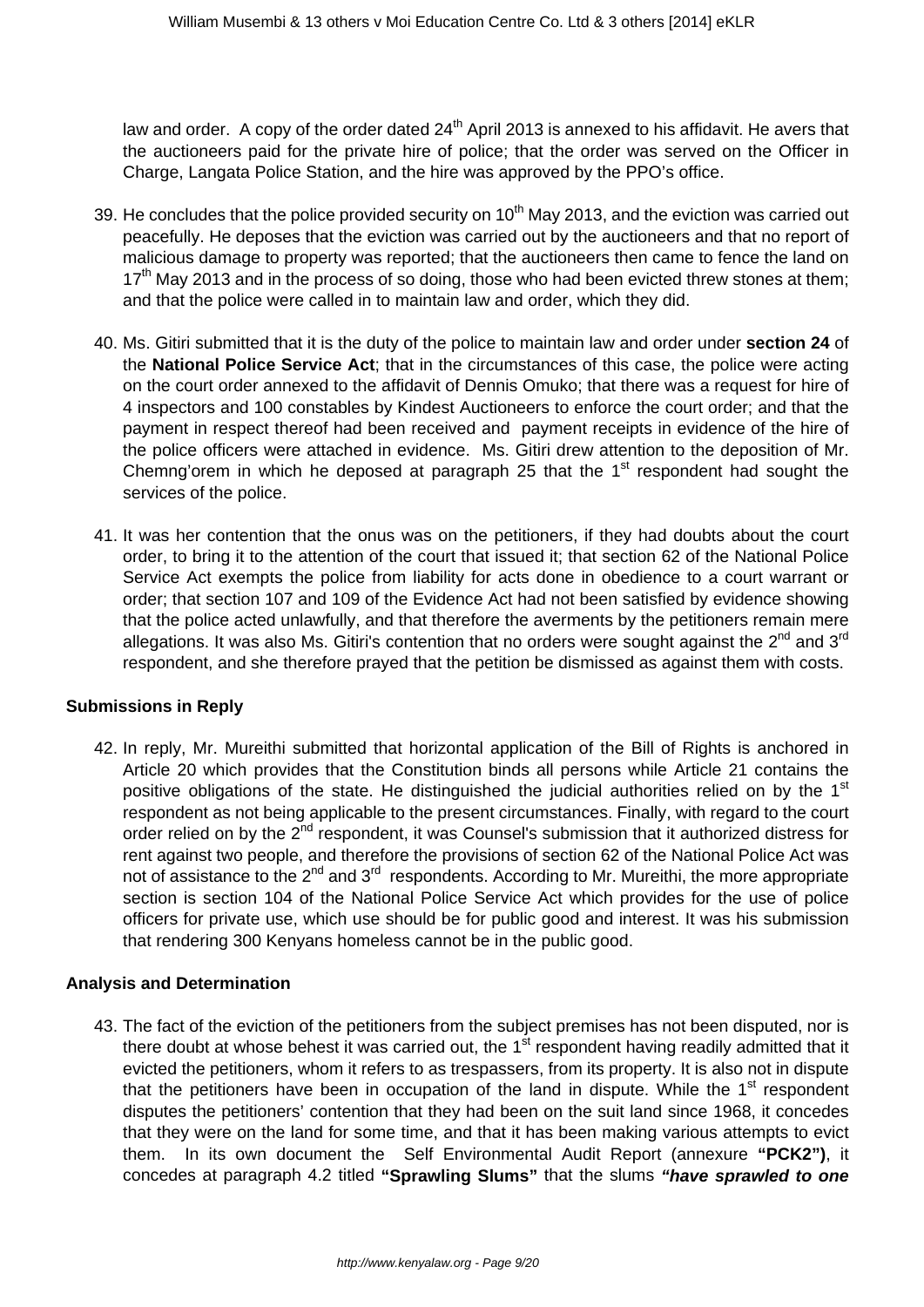law and order. A copy of the order dated 24th April 2013 is annexed to his affidavit. He avers that the auctioneers paid for the private hire of police; that the order was served on the Officer in Charge, Langata Police Station, and the hire was approved by the PPO's office.

39. He concludes that the police provided security on 10th May 2013, and the eviction was carried out peacefully. He deposes that the eviction was carried out by the auctioneers and that no report of malicious damage to property was reported; that the auctioneers then came to fence the land on 17th May 2013 and in the process of so doing, those who had been evicted threw stones at them; and that the police were called in to maintain law and order, which they did.

40. Ms. Gitiri submitted that it is the duty of the police to maintain law and order under **section 24** of the **National Police Service Act**; that in the circumstances of this case, the police were acting on the court order annexed to the affidavit of Dennis Omuko; that there was a request for hire of 4 inspectors and 100 constables by Kindest Auctioneers to enforce the court order; and that the payment in respect thereof had been received and payment receipts in evidence of the hire of the police officers were attached in evidence. Ms. Gitiri drew attention to the deposition of Mr. Chemng'orem in which he deposed at paragraph 25 that the 1st respondent had sought the services of the police.

41. It was her contention that the onus was on the petitioners, if they had doubts about the court order, to bring it to the attention of the court that issued it; that section 62 of the National Police Service Act exempts the police from liability for acts done in obedience to a court warrant or order; that section 107 and 109 of the Evidence Act had not been satisfied by evidence showing that the police acted unlawfully, and that therefore the averments by the petitioners remain mere allegations. It was also Ms. Gitiri's contention that no orders were sought against the 2nd and 3rd respondent, and she therefore prayed that the petition be dismissed as against them with costs.

**Submissions in Reply**

42. In reply, Mr. Mureithi submitted that horizontal application of the Bill of Rights is anchored in Article 20 which provides that the Constitution binds all persons while Article 21 contains the positive obligations of the state. He distinguished the judicial authorities relied on by the 1st respondent as not being applicable to the present circumstances. Finally, with regard to the court order relied on by the 2nd respondent, it was Counsel's submission that it authorized distress for rent against two people, and therefore the provisions of section 62 of the National Police Act was not of assistance to the 2nd and 3rd respondents. According to Mr. Mureithi, the more appropriate section is section 104 of the National Police Service Act which provides for the use of police officers for private use, which use should be for public good and interest. It was his submission that rendering 300 Kenyans homeless cannot be in the public good.

**Analysis and Determination**

43. The fact of the eviction of the petitioners from the subject premises has not been disputed, nor is there doubt at whose behest it was carried out, the 1st respondent having readily admitted that it evicted the petitioners, whom it refers to as trespassers, from its property. It is also not in dispute that the petitioners have been in occupation of the land in dispute. While the 1st respondent disputes the petitioners' contention that they had been on the suit land since 1968, it concedes that they were on the land for some time, and that it has been making various attempts to evict them. In its own document the Self Environmental Audit Report (annexure **"PCK2")**, it concedes at paragraph 4.2 titled **"Sprawling Slums"** that the slums ***"have sprawled to one***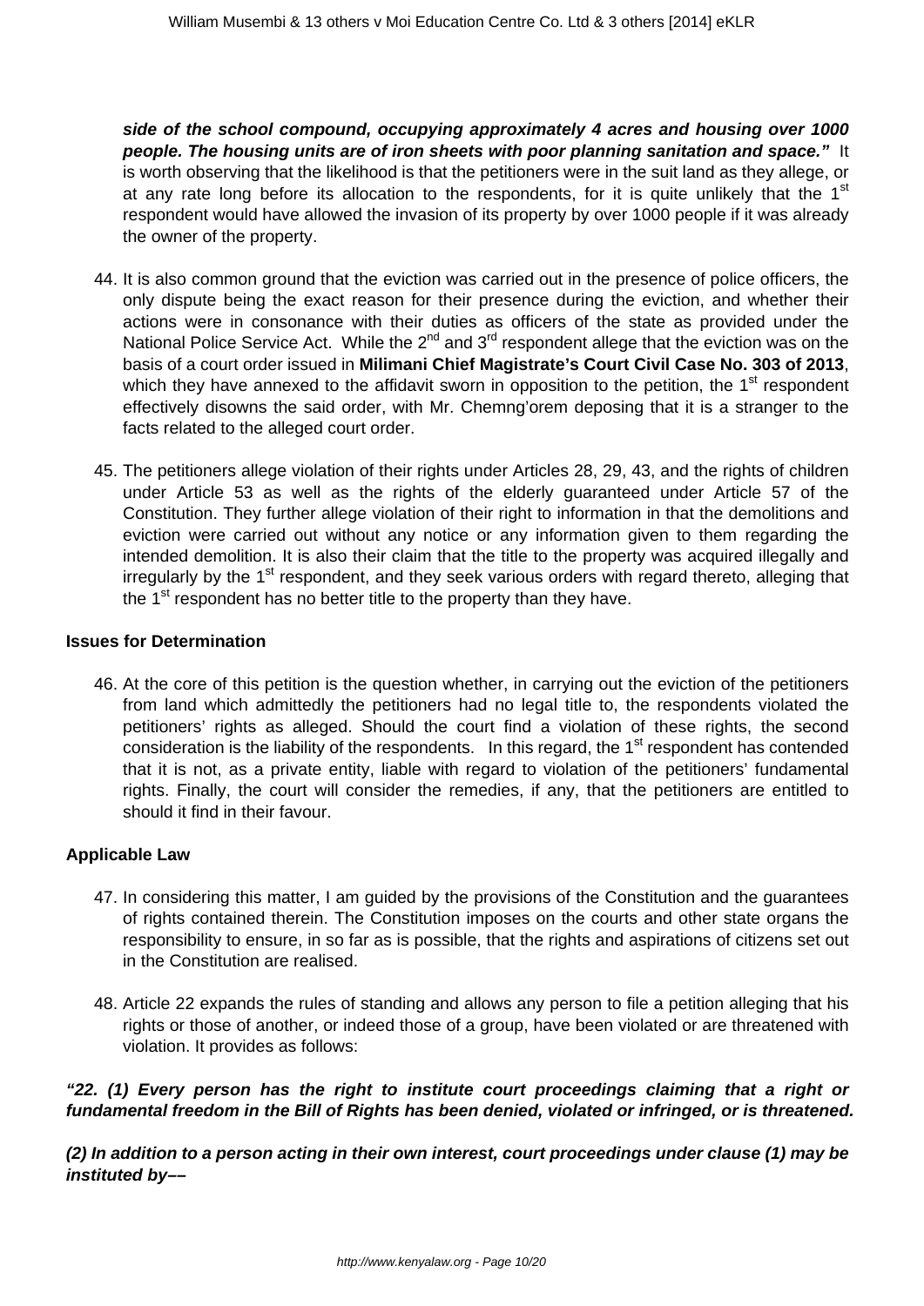***side of the school compound, occupying approximately 4 acres and housing over 1000 people. The housing units are of iron sheets with poor planning sanitation and space."*** It is worth observing that the likelihood is that the petitioners were in the suit land as they allege, or at any rate long before its allocation to the respondents, for it is quite unlikely that the 1st respondent would have allowed the invasion of its property by over 1000 people if it was already the owner of the property.

44. It is also common ground that the eviction was carried out in the presence of police officers, the only dispute being the exact reason for their presence during the eviction, and whether their actions were in consonance with their duties as officers of the state as provided under the National Police Service Act. While the 2nd and 3rd respondent allege that the eviction was on the basis of a court order issued in **Milimani Chief Magistrate's Court Civil Case No. 303 of 2013**, which they have annexed to the affidavit sworn in opposition to the petition, the 1st respondent effectively disowns the said order, with Mr. Chemng'orem deposing that it is a stranger to the facts related to the alleged court order.

45. The petitioners allege violation of their rights under Articles 28, 29, 43, and the rights of children under Article 53 as well as the rights of the elderly guaranteed under Article 57 of the Constitution. They further allege violation of their right to information in that the demolitions and eviction were carried out without any notice or any information given to them regarding the intended demolition. It is also their claim that the title to the property was acquired illegally and irregularly by the 1st respondent, and they seek various orders with regard thereto, alleging that the 1st respondent has no better title to the property than they have.

### Issues for Determination

46. At the core of this petition is the question whether, in carrying out the eviction of the petitioners from land which admittedly the petitioners had no legal title to, the respondents violated the petitioners' rights as alleged. Should the court find a violation of these rights, the second consideration is the liability of the respondents. In this regard, the 1st respondent has contended that it is not, as a private entity, liable with regard to violation of the petitioners' fundamental rights. Finally, the court will consider the remedies, if any, that the petitioners are entitled to should it find in their favour.

### Applicable Law

47. In considering this matter, I am guided by the provisions of the Constitution and the guarantees of rights contained therein. The Constitution imposes on the courts and other state organs the responsibility to ensure, in so far as is possible, that the rights and aspirations of citizens set out in the Constitution are realised.

48. Article 22 expands the rules of standing and allows any person to file a petition alleging that his rights or those of another, or indeed those of a group, have been violated or are threatened with violation. It provides as follows:

***"22. (1) Every person has the right to institute court proceedings claiming that a right or fundamental freedom in the Bill of Rights has been denied, violated or infringed, or is threatened.***

***(2) In addition to a person acting in their own interest, court proceedings under clause (1) may be instituted by––***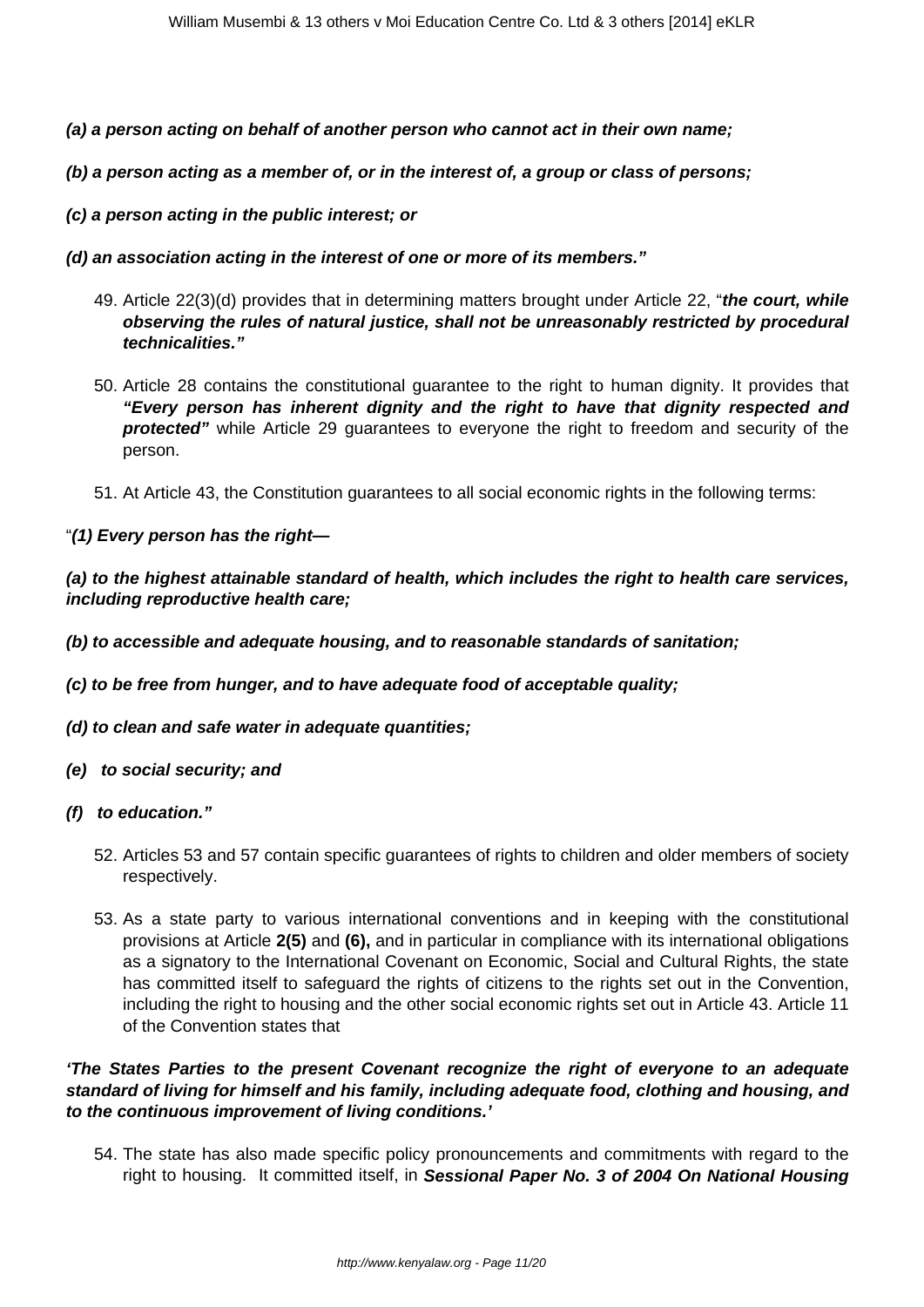***(a) a person acting on behalf of another person who cannot act in their own name;***

***(b) a person acting as a member of, or in the interest of, a group or class of persons;***

***(c) a person acting in the public interest; or***

***(d) an association acting in the interest of one or more of its members."***

49. Article 22(3)(d) provides that in determining matters brought under Article 22, "***the court, while observing the rules of natural justice, shall not be unreasonably restricted by procedural technicalities."***

50. Article 28 contains the constitutional guarantee to the right to human dignity. It provides that ***"Every person has inherent dignity and the right to have that dignity respected and protected"*** while Article 29 guarantees to everyone the right to freedom and security of the person.

51. At Article 43, the Constitution guarantees to all social economic rights in the following terms:

"***(1) Every person has the right—***

***(a) to the highest attainable standard of health, which includes the right to health care services, including reproductive health care;***

***(b) to accessible and adequate housing, and to reasonable standards of sanitation;***

***(c) to be free from hunger, and to have adequate food of acceptable quality;***

***(d) to clean and safe water in adequate quantities;***

***(e) to social security; and***

***(f) to education."***

52. Articles 53 and 57 contain specific guarantees of rights to children and older members of society respectively.

53. As a state party to various international conventions and in keeping with the constitutional provisions at Article **2(5)** and **(6),** and in particular in compliance with its international obligations as a signatory to the International Covenant on Economic, Social and Cultural Rights, the state has committed itself to safeguard the rights of citizens to the rights set out in the Convention, including the right to housing and the other social economic rights set out in Article 43. Article 11 of the Convention states that

***'The States Parties to the present Covenant recognize the right of everyone to an adequate standard of living for himself and his family, including adequate food, clothing and housing, and to the continuous improvement of living conditions.'***

54. The state has also made specific policy pronouncements and commitments with regard to the right to housing. It committed itself, in ***Sessional Paper No. 3 of 2004 On National Housing***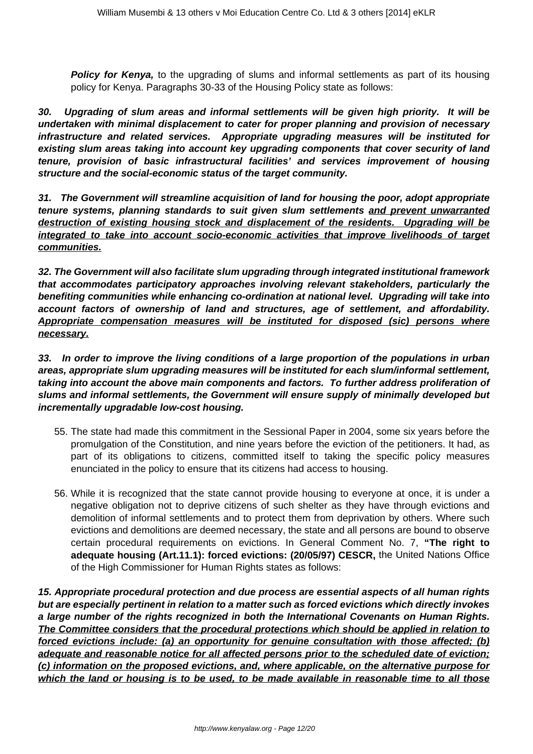**Policy for Kenya,** to the upgrading of slums and informal settlements as part of its housing policy for Kenya. Paragraphs 30-33 of the Housing Policy state as follows:

***30. Upgrading of slum areas and informal settlements will be given high priority. It will be undertaken with minimal displacement to cater for proper planning and provision of necessary infrastructure and related services. Appropriate upgrading measures will be instituted for existing slum areas taking into account key upgrading components that cover security of land tenure, provision of basic infrastructural facilities' and services improvement of housing structure and the social-economic status of the target community.***

***31. The Government will streamline acquisition of land for housing the poor, adopt appropriate tenure systems, planning standards to suit given slum settlements <u>and prevent unwarranted destruction of existing housing stock and displacement of the residents. Upgrading will be integrated to take into account socio-economic activities that improve livelihoods of target communities.</u>***

***32. The Government will also facilitate slum upgrading through integrated institutional framework that accommodates participatory approaches involving relevant stakeholders, particularly the benefiting communities while enhancing co-ordination at national level. Upgrading will take into account factors of ownership of land and structures, age of settlement, and affordability. <u>Appropriate compensation measures will be instituted for disposed (sic) persons where necessary.</u>***

***33. In order to improve the living conditions of a large proportion of the populations in urban areas, appropriate slum upgrading measures will be instituted for each slum/informal settlement, taking into account the above main components and factors. To further address proliferation of slums and informal settlements, the Government will ensure supply of minimally developed but incrementally upgradable low-cost housing.***

55. The state had made this commitment in the Sessional Paper in 2004, some six years before the promulgation of the Constitution, and nine years before the eviction of the petitioners. It had, as part of its obligations to citizens, committed itself to taking the specific policy measures enunciated in the policy to ensure that its citizens had access to housing.

56. While it is recognized that the state cannot provide housing to everyone at once, it is under a negative obligation not to deprive citizens of such shelter as they have through evictions and demolition of informal settlements and to protect them from deprivation by others. Where such evictions and demolitions are deemed necessary, the state and all persons are bound to observe certain procedural requirements on evictions. In General Comment No. 7, **"The right to adequate housing (Art.11.1): forced evictions: (20/05/97) CESCR,** the United Nations Office of the High Commissioner for Human Rights states as follows:

***15. Appropriate procedural protection and due process are essential aspects of all human rights but are especially pertinent in relation to a matter such as forced evictions which directly invokes a large number of the rights recognized in both the International Covenants on Human Rights. <u>The Committee considers that the procedural protections which should be applied in relation to forced evictions include: (a) an opportunity for genuine consultation with those affected; (b) adequate and reasonable notice for all affected persons prior to the scheduled date of eviction; (c) information on the proposed evictions, and, where applicable, on the alternative purpose for which the land or housing is to be used, to be made available in reasonable time to all those</u>***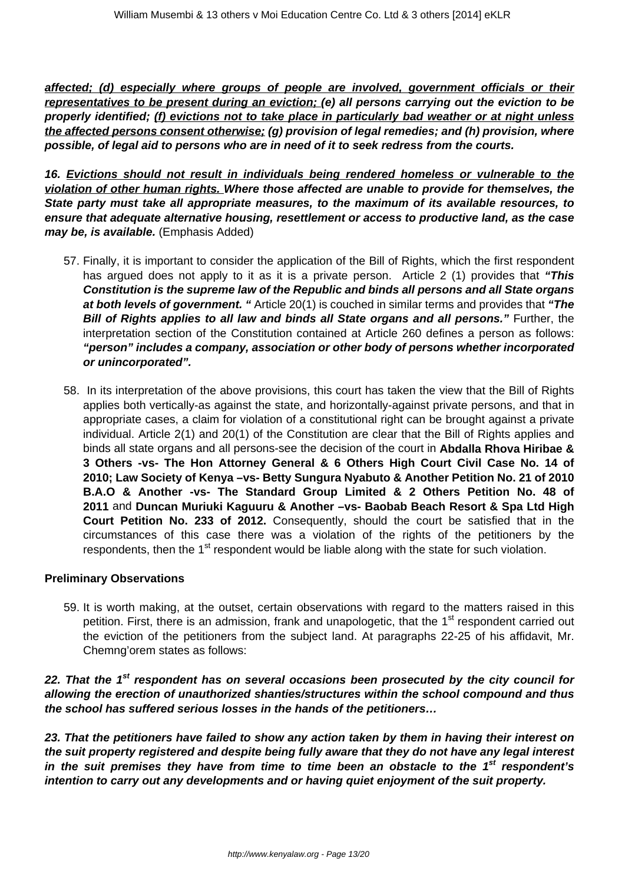***affected; (d) especially where groups of people are involved, government officials or their representatives to be present during an eviction; (e) all persons carrying out the eviction to be properly identified; (f) evictions not to take place in particularly bad weather or at night unless the affected persons consent otherwise; (g) provision of legal remedies; and (h) provision, where possible, of legal aid to persons who are in need of it to seek redress from the courts.***

***16. Evictions should not result in individuals being rendered homeless or vulnerable to the violation of other human rights. Where those affected are unable to provide for themselves, the State party must take all appropriate measures, to the maximum of its available resources, to ensure that adequate alternative housing, resettlement or access to productive land, as the case may be, is available.*** (Emphasis Added)

57. Finally, it is important to consider the application of the Bill of Rights, which the first respondent has argued does not apply to it as it is a private person. Article 2 (1) provides that ***"This Constitution is the supreme law of the Republic and binds all persons and all State organs at both levels of government. "*** Article 20(1) is couched in similar terms and provides that ***"The Bill of Rights applies to all law and binds all State organs and all persons."*** Further, the interpretation section of the Constitution contained at Article 260 defines a person as follows: ***"person" includes a company, association or other body of persons whether incorporated or unincorporated".***

58. In its interpretation of the above provisions, this court has taken the view that the Bill of Rights applies both vertically-as against the state, and horizontally-against private persons, and that in appropriate cases, a claim for violation of a constitutional right can be brought against a private individual. Article 2(1) and 20(1) of the Constitution are clear that the Bill of Rights applies and binds all state organs and all persons-see the decision of the court in **Abdalla Rhova Hiribae & 3 Others -vs- The Hon Attorney General & 6 Others High Court Civil Case No. 14 of 2010; Law Society of Kenya –vs- Betty Sungura Nyabuto & Another Petition No. 21 of 2010 B.A.O & Another -vs- The Standard Group Limited & 2 Others Petition No. 48 of 2011** and **Duncan Muriuki Kaguuru & Another –vs- Baobab Beach Resort & Spa Ltd High Court Petition No. 233 of 2012.** Consequently, should the court be satisfied that in the circumstances of this case there was a violation of the rights of the petitioners by the respondents, then the 1st respondent would be liable along with the state for such violation.

**Preliminary Observations**

59. It is worth making, at the outset, certain observations with regard to the matters raised in this petition. First, there is an admission, frank and unapologetic, that the 1st respondent carried out the eviction of the petitioners from the subject land. At paragraphs 22-25 of his affidavit, Mr. Chemng'orem states as follows:

***22. That the 1st respondent has on several occasions been prosecuted by the city council for allowing the erection of unauthorized shanties/structures within the school compound and thus the school has suffered serious losses in the hands of the petitioners…***

***23. That the petitioners have failed to show any action taken by them in having their interest on the suit property registered and despite being fully aware that they do not have any legal interest in the suit premises they have from time to time been an obstacle to the 1st respondent's intention to carry out any developments and or having quiet enjoyment of the suit property.***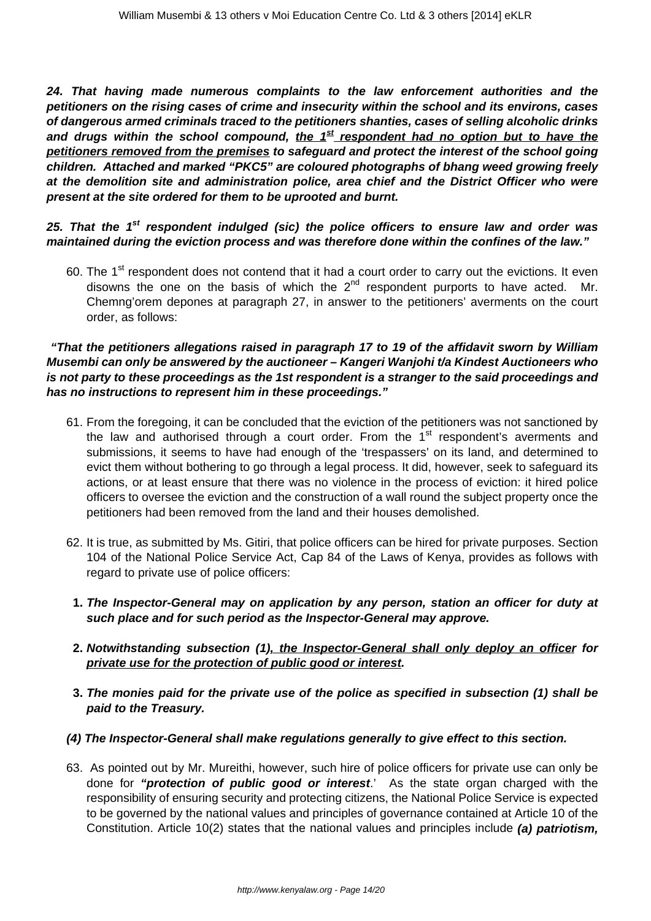***24. That having made numerous complaints to the law enforcement authorities and the petitioners on the rising cases of crime and insecurity within the school and its environs, cases of dangerous armed criminals traced to the petitioners shanties, cases of selling alcoholic drinks and drugs within the school compound, <u>the 1st respondent had no option but to have the petitioners removed from the premises</u> to safeguard and protect the interest of the school going children. Attached and marked "PKC5" are coloured photographs of bhang weed growing freely at the demolition site and administration police, area chief and the District Officer who were present at the site ordered for them to be uprooted and burnt.***

***25. That the 1st respondent indulged (sic) the police officers to ensure law and order was maintained during the eviction process and was therefore done within the confines of the law."***

60. The 1st respondent does not contend that it had a court order to carry out the evictions. It even disowns the one on the basis of which the 2nd respondent purports to have acted. Mr. Chemng'orem depones at paragraph 27, in answer to the petitioners' averments on the court order, as follows:

***"That the petitioners allegations raised in paragraph 17 to 19 of the affidavit sworn by William Musembi can only be answered by the auctioneer – Kangeri Wanjohi t/a Kindest Auctioneers who is not party to these proceedings as the 1st respondent is a stranger to the said proceedings and has no instructions to represent him in these proceedings."***

61. From the foregoing, it can be concluded that the eviction of the petitioners was not sanctioned by the law and authorised through a court order. From the 1st respondent's averments and submissions, it seems to have had enough of the 'trespassers' on its land, and determined to evict them without bothering to go through a legal process. It did, however, seek to safeguard its actions, or at least ensure that there was no violence in the process of eviction: it hired police officers to oversee the eviction and the construction of a wall round the subject property once the petitioners had been removed from the land and their houses demolished.

62. It is true, as submitted by Ms. Gitiri, that police officers can be hired for private purposes. Section 104 of the National Police Service Act, Cap 84 of the Laws of Kenya, provides as follows with regard to private use of police officers:

1. ***The Inspector-General may on application by any person, station an officer for duty at such place and for such period as the Inspector-General may approve.***
2. ***Notwithstanding subsection (1)<u>, the Inspector-General shall only deploy an officer</u> for <u>private use for the protection of public good or interest</u>.***
3. ***The monies paid for the private use of the police as specified in subsection (1) shall be paid to the Treasury.***

***(4) The Inspector-General shall make regulations generally to give effect to this section.***

63. As pointed out by Mr. Mureithi, however, such hire of police officers for private use can only be done for ***"protection of public good or interest***.' As the state organ charged with the responsibility of ensuring security and protecting citizens, the National Police Service is expected to be governed by the national values and principles of governance contained at Article 10 of the Constitution. Article 10(2) states that the national values and principles include ***(a) patriotism,***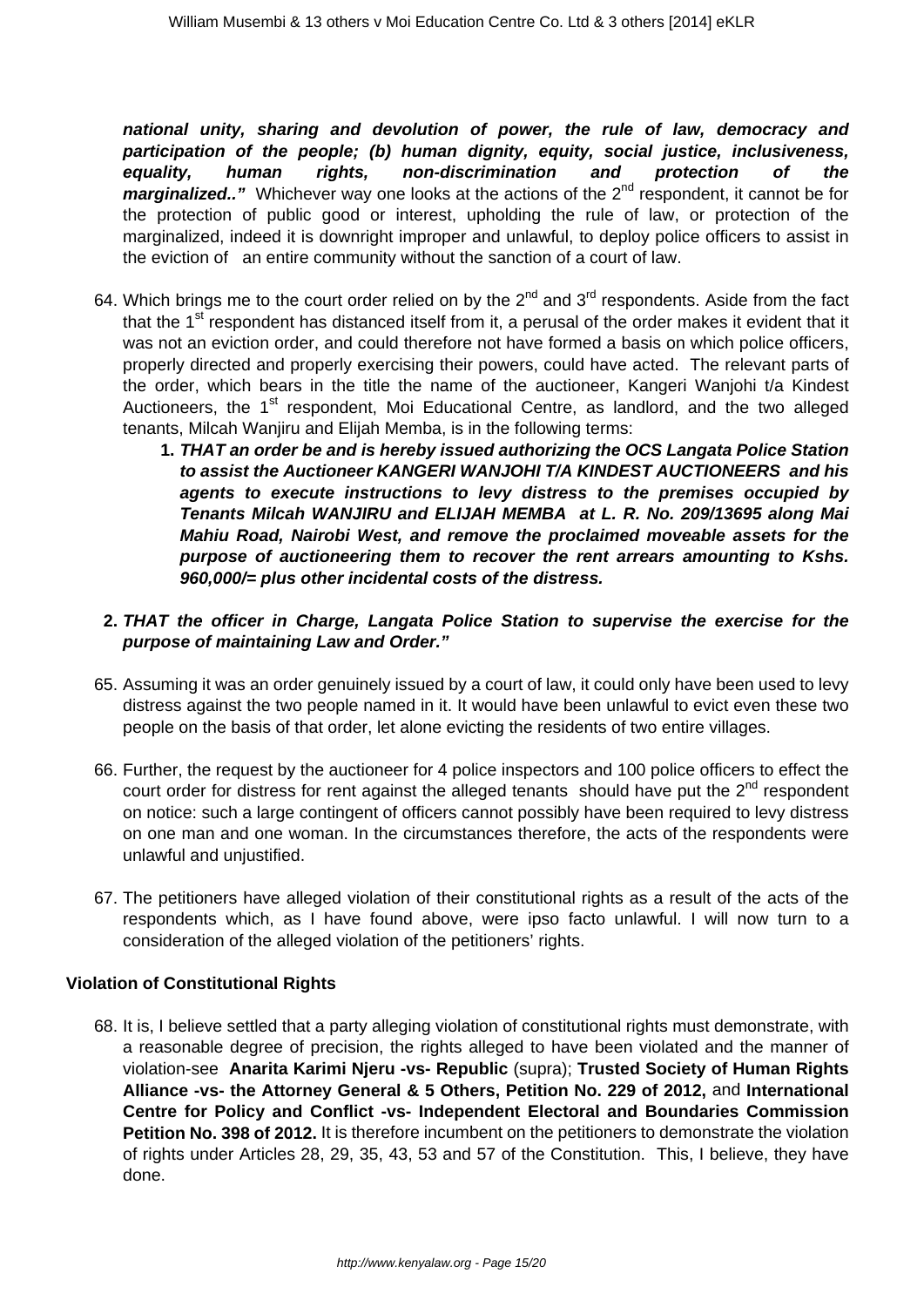***national unity, sharing and devolution of power, the rule of law, democracy and participation of the people; (b) human dignity, equity, social justice, inclusiveness, equality, human rights, non-discrimination and protection of the marginalized.."*** Whichever way one looks at the actions of the 2nd respondent, it cannot be for the protection of public good or interest, upholding the rule of law, or protection of the marginalized, indeed it is downright improper and unlawful, to deploy police officers to assist in the eviction of an entire community without the sanction of a court of law.

64. Which brings me to the court order relied on by the 2nd and 3rd respondents. Aside from the fact that the 1st respondent has distanced itself from it, a perusal of the order makes it evident that it was not an eviction order, and could therefore not have formed a basis on which police officers, properly directed and properly exercising their powers, could have acted. The relevant parts of the order, which bears in the title the name of the auctioneer, Kangeri Wanjohi t/a Kindest Auctioneers, the 1st respondent, Moi Educational Centre, as landlord, and the two alleged tenants, Milcah Wanjiru and Elijah Memba, is in the following terms:

    1. ***THAT an order be and is hereby issued authorizing the OCS Langata Police Station to assist the Auctioneer KANGERI WANJOHI T/A KINDEST AUCTIONEERS and his agents to execute instructions to levy distress to the premises occupied by Tenants Milcah WANJIRU and ELIJAH MEMBA at L. R. No. 209/13695 along Mai Mahiu Road, Nairobi West, and remove the proclaimed moveable assets for the purpose of auctioneering them to recover the rent arrears amounting to Kshs. 960,000/= plus other incidental costs of the distress.***

    2. ***THAT the officer in Charge, Langata Police Station to supervise the exercise for the purpose of maintaining Law and Order."***

65. Assuming it was an order genuinely issued by a court of law, it could only have been used to levy distress against the two people named in it. It would have been unlawful to evict even these two people on the basis of that order, let alone evicting the residents of two entire villages.

66. Further, the request by the auctioneer for 4 police inspectors and 100 police officers to effect the court order for distress for rent against the alleged tenants should have put the 2nd respondent on notice: such a large contingent of officers cannot possibly have been required to levy distress on one man and one woman. In the circumstances therefore, the acts of the respondents were unlawful and unjustified.

67. The petitioners have alleged violation of their constitutional rights as a result of the acts of the respondents which, as I have found above, were ipso facto unlawful. I will now turn to a consideration of the alleged violation of the petitioners' rights.

### Violation of Constitutional Rights

68. It is, I believe settled that a party alleging violation of constitutional rights must demonstrate, with a reasonable degree of precision, the rights alleged to have been violated and the manner of violation-see **Anarita Karimi Njeru -vs- Republic** (supra); **Trusted Society of Human Rights Alliance -vs- the Attorney General & 5 Others, Petition No. 229 of 2012,** and **International Centre for Policy and Conflict -vs- Independent Electoral and Boundaries Commission Petition No. 398 of 2012.** It is therefore incumbent on the petitioners to demonstrate the violation of rights under Articles 28, 29, 35, 43, 53 and 57 of the Constitution. This, I believe, they have done.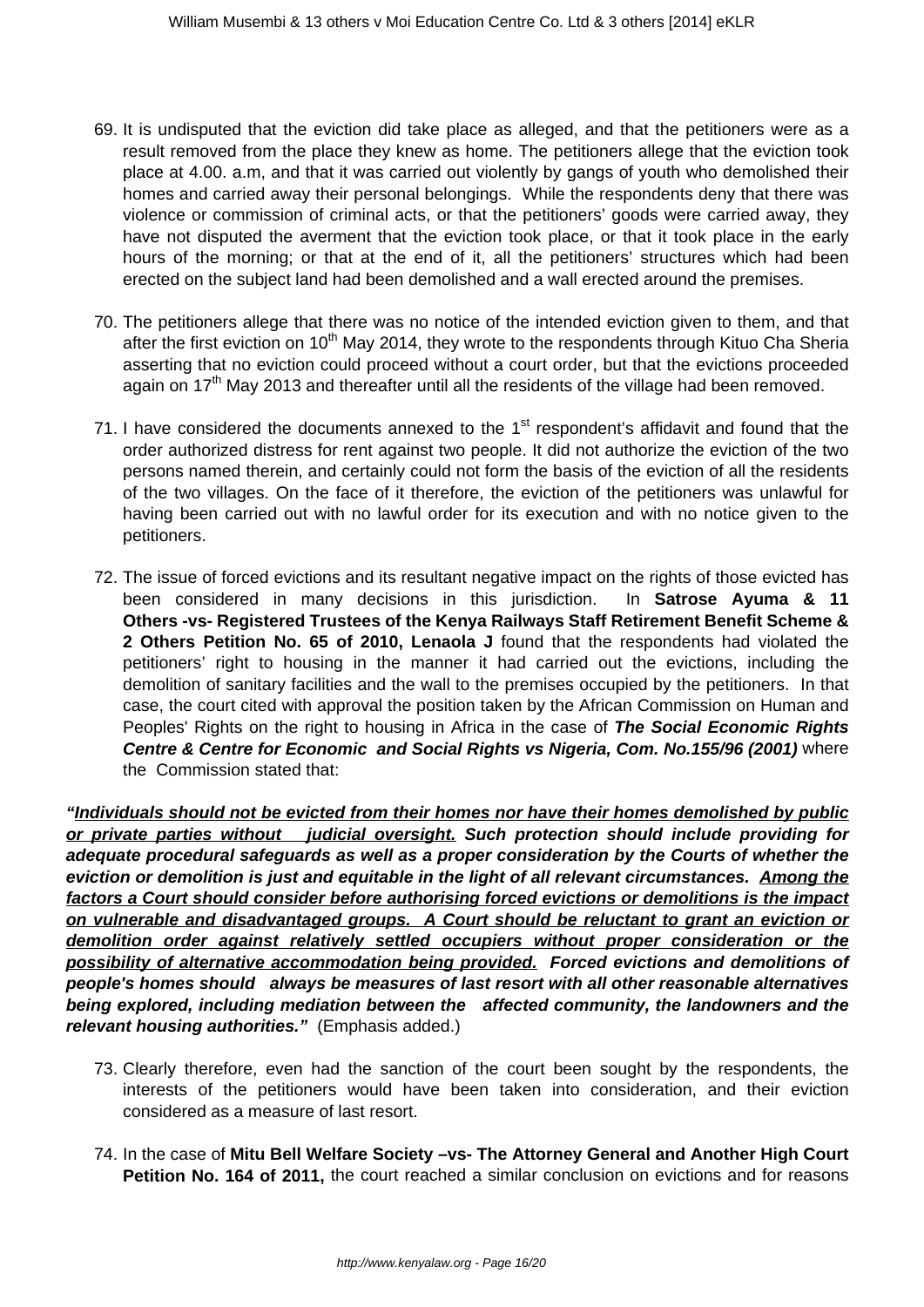69. It is undisputed that the eviction did take place as alleged, and that the petitioners were as a result removed from the place they knew as home. The petitioners allege that the eviction took place at 4.00. a.m, and that it was carried out violently by gangs of youth who demolished their homes and carried away their personal belongings. While the respondents deny that there was violence or commission of criminal acts, or that the petitioners' goods were carried away, they have not disputed the averment that the eviction took place, or that it took place in the early hours of the morning; or that at the end of it, all the petitioners' structures which had been erected on the subject land had been demolished and a wall erected around the premises.

70. The petitioners allege that there was no notice of the intended eviction given to them, and that after the first eviction on 10th May 2014, they wrote to the respondents through Kituo Cha Sheria asserting that no eviction could proceed without a court order, but that the evictions proceeded again on 17th May 2013 and thereafter until all the residents of the village had been removed.

71. I have considered the documents annexed to the 1st respondent's affidavit and found that the order authorized distress for rent against two people. It did not authorize the eviction of the two persons named therein, and certainly could not form the basis of the eviction of all the residents of the two villages. On the face of it therefore, the eviction of the petitioners was unlawful for having been carried out with no lawful order for its execution and with no notice given to the petitioners.

72. The issue of forced evictions and its resultant negative impact on the rights of those evicted has been considered in many decisions in this jurisdiction. In **Satrose Ayuma & 11 Others -vs- Registered Trustees of the Kenya Railways Staff Retirement Benefit Scheme & 2 Others Petition No. 65 of 2010, Lenaola J** found that the respondents had violated the petitioners' right to housing in the manner it had carried out the evictions, including the demolition of sanitary facilities and the wall to the premises occupied by the petitioners. In that case, the court cited with approval the position taken by the African Commission on Human and Peoples' Rights on the right to housing in Africa in the case of ***The Social Economic Rights Centre & Centre for Economic and Social Rights vs Nigeria, Com. No.155/96 (2001)*** where the Commission stated that:

***"<u>Individuals should not be evicted from their homes nor have their homes demolished by public or private parties without judicial oversight.</u> Such protection should include providing for adequate procedural safeguards as well as a proper consideration by the Courts of whether the eviction or demolition is just and equitable in the light of all relevant circumstances. <u>Among the factors a Court should consider before authorising forced evictions or demolitions is the impact on vulnerable and disadvantaged groups. A Court should be reluctant to grant an eviction or demolition order against relatively settled occupiers without proper consideration or the possibility of alternative accommodation being provided.</u> Forced evictions and demolitions of people's homes should always be measures of last resort with all other reasonable alternatives being explored, including mediation between the affected community, the landowners and the relevant housing authorities."*** (Emphasis added.)

73. Clearly therefore, even had the sanction of the court been sought by the respondents, the interests of the petitioners would have been taken into consideration, and their eviction considered as a measure of last resort.

74. In the case of **Mitu Bell Welfare Society –vs- The Attorney General and Another High Court Petition No. 164 of 2011,** the court reached a similar conclusion on evictions and for reasons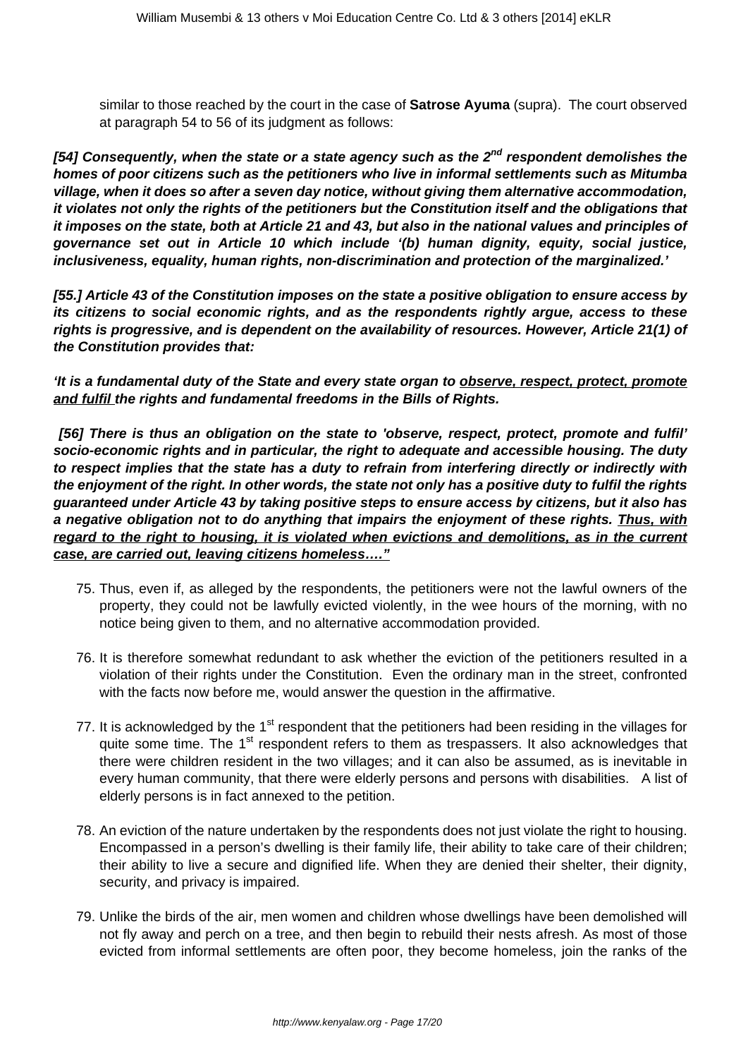similar to those reached by the court in the case of **Satrose Ayuma** (supra). The court observed at paragraph 54 to 56 of its judgment as follows:

***[54] Consequently, when the state or a state agency such as the 2nd respondent demolishes the homes of poor citizens such as the petitioners who live in informal settlements such as Mitumba village, when it does so after a seven day notice, without giving them alternative accommodation, it violates not only the rights of the petitioners but the Constitution itself and the obligations that it imposes on the state, both at Article 21 and 43, but also in the national values and principles of governance set out in Article 10 which include '(b) human dignity, equity, social justice, inclusiveness, equality, human rights, non-discrimination and protection of the marginalized.'***

***[55.] Article 43 of the Constitution imposes on the state a positive obligation to ensure access by its citizens to social economic rights, and as the respondents rightly argue, access to these rights is progressive, and is dependent on the availability of resources. However, Article 21(1) of the Constitution provides that:***

***'It is a fundamental duty of the State and every state organ to <u>observe, respect, protect, promote and fulfil</u> the rights and fundamental freedoms in the Bills of Rights.***

***[56] There is thus an obligation on the state to 'observe, respect, protect, promote and fulfil' socio-economic rights and in particular, the right to adequate and accessible housing. The duty to respect implies that the state has a duty to refrain from interfering directly or indirectly with the enjoyment of the right. In other words, the state not only has a positive duty to fulfil the rights guaranteed under Article 43 by taking positive steps to ensure access by citizens, but it also has a negative obligation not to do anything that impairs the enjoyment of these rights. <u>Thus, with regard to the right to housing, it is violated when evictions and demolitions, as in the current case, are carried out, leaving citizens homeless…."</u>***

75. Thus, even if, as alleged by the respondents, the petitioners were not the lawful owners of the property, they could not be lawfully evicted violently, in the wee hours of the morning, with no notice being given to them, and no alternative accommodation provided.

76. It is therefore somewhat redundant to ask whether the eviction of the petitioners resulted in a violation of their rights under the Constitution. Even the ordinary man in the street, confronted with the facts now before me, would answer the question in the affirmative.

77. It is acknowledged by the 1st respondent that the petitioners had been residing in the villages for quite some time. The 1st respondent refers to them as trespassers. It also acknowledges that there were children resident in the two villages; and it can also be assumed, as is inevitable in every human community, that there were elderly persons and persons with disabilities. A list of elderly persons is in fact annexed to the petition.

78. An eviction of the nature undertaken by the respondents does not just violate the right to housing. Encompassed in a person's dwelling is their family life, their ability to take care of their children; their ability to live a secure and dignified life. When they are denied their shelter, their dignity, security, and privacy is impaired.

79. Unlike the birds of the air, men women and children whose dwellings have been demolished will not fly away and perch on a tree, and then begin to rebuild their nests afresh. As most of those evicted from informal settlements are often poor, they become homeless, join the ranks of the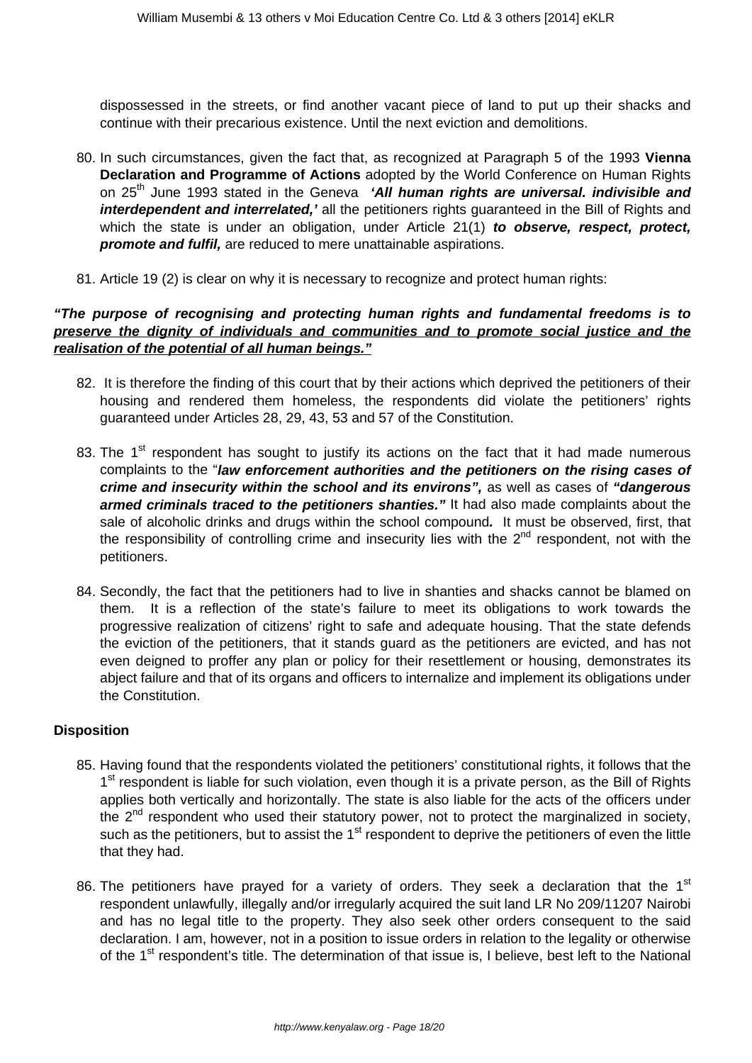dispossessed in the streets, or find another vacant piece of land to put up their shacks and continue with their precarious existence. Until the next eviction and demolitions.

80. In such circumstances, given the fact that, as recognized at Paragraph 5 of the 1993 **Vienna Declaration and Programme of Actions** adopted by the World Conference on Human Rights on 25th June 1993 stated in the Geneva ***'All human rights are universal. indivisible and interdependent and interrelated,'*** all the petitioners rights guaranteed in the Bill of Rights and which the state is under an obligation, under Article 21(1) ***to observe, respect, protect, promote and fulfil,*** are reduced to mere unattainable aspirations.

81. Article 19 (2) is clear on why it is necessary to recognize and protect human rights:

***"The purpose of recognising and protecting human rights and fundamental freedoms is to <u>preserve the dignity of individuals and communities and to promote social justice and the realisation of the potential of all human beings."</u>***

82. It is therefore the finding of this court that by their actions which deprived the petitioners of their housing and rendered them homeless, the respondents did violate the petitioners' rights guaranteed under Articles 28, 29, 43, 53 and 57 of the Constitution.

83. The 1st respondent has sought to justify its actions on the fact that it had made numerous complaints to the "***law enforcement authorities and the petitioners on the rising cases of crime and insecurity within the school and its environs",*** as well as cases of ***"dangerous armed criminals traced to the petitioners shanties."*** It had also made complaints about the sale of alcoholic drinks and drugs within the school compound***.*** It must be observed, first, that the responsibility of controlling crime and insecurity lies with the 2nd respondent, not with the petitioners.

84. Secondly, the fact that the petitioners had to live in shanties and shacks cannot be blamed on them. It is a reflection of the state's failure to meet its obligations to work towards the progressive realization of citizens' right to safe and adequate housing. That the state defends the eviction of the petitioners, that it stands guard as the petitioners are evicted, and has not even deigned to proffer any plan or policy for their resettlement or housing, demonstrates its abject failure and that of its organs and officers to internalize and implement its obligations under the Constitution.

**Disposition**

85. Having found that the respondents violated the petitioners' constitutional rights, it follows that the 1st respondent is liable for such violation, even though it is a private person, as the Bill of Rights applies both vertically and horizontally. The state is also liable for the acts of the officers under the 2nd respondent who used their statutory power, not to protect the marginalized in society, such as the petitioners, but to assist the 1st respondent to deprive the petitioners of even the little that they had.

86. The petitioners have prayed for a variety of orders. They seek a declaration that the 1st respondent unlawfully, illegally and/or irregularly acquired the suit land LR No 209/11207 Nairobi and has no legal title to the property. They also seek other orders consequent to the said declaration. I am, however, not in a position to issue orders in relation to the legality or otherwise of the 1st respondent's title. The determination of that issue is, I believe, best left to the National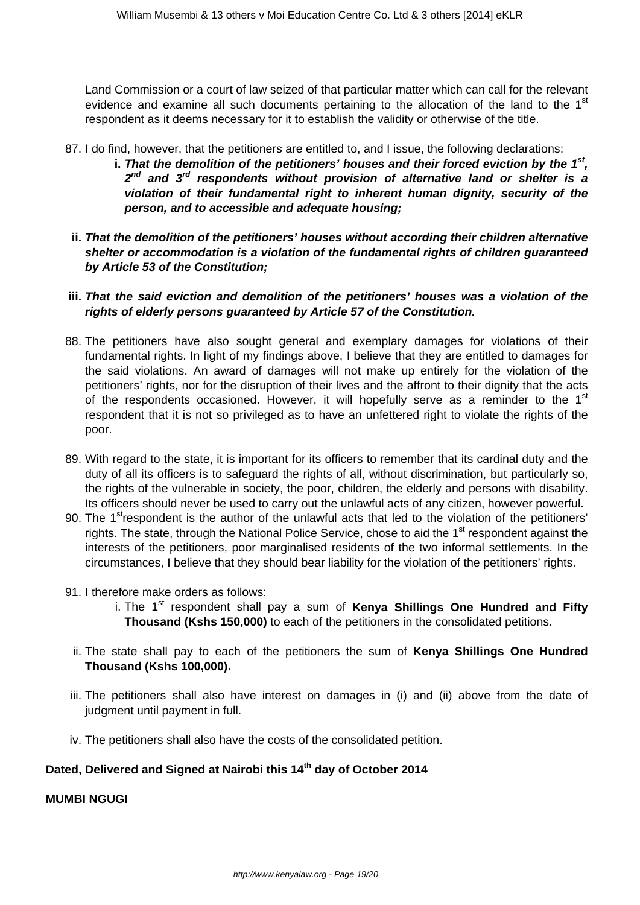Land Commission or a court of law seized of that particular matter which can call for the relevant evidence and examine all such documents pertaining to the allocation of the land to the 1st respondent as it deems necessary for it to establish the validity or otherwise of the title.

87. I do find, however, that the petitioners are entitled to, and I issue, the following declarations:

    i. ***That the demolition of the petitioners' houses and their forced eviction by the 1st, 2nd and 3rd respondents without provision of alternative land or shelter is a violation of their fundamental right to inherent human dignity, security of the person, and to accessible and adequate housing;***

    ii. ***That the demolition of the petitioners' houses without according their children alternative shelter or accommodation is a violation of the fundamental rights of children guaranteed by Article 53 of the Constitution;***

    iii. ***That the said eviction and demolition of the petitioners' houses was a violation of the rights of elderly persons guaranteed by Article 57 of the Constitution.***

88. The petitioners have also sought general and exemplary damages for violations of their fundamental rights. In light of my findings above, I believe that they are entitled to damages for the said violations. An award of damages will not make up entirely for the violation of the petitioners' rights, nor for the disruption of their lives and the affront to their dignity that the acts of the respondents occasioned. However, it will hopefully serve as a reminder to the 1st respondent that it is not so privileged as to have an unfettered right to violate the rights of the poor.

89. With regard to the state, it is important for its officers to remember that its cardinal duty and the duty of all its officers is to safeguard the rights of all, without discrimination, but particularly so, the rights of the vulnerable in society, the poor, children, the elderly and persons with disability. Its officers should never be used to carry out the unlawful acts of any citizen, however powerful.

90. The 1strespondent is the author of the unlawful acts that led to the violation of the petitioners' rights. The state, through the National Police Service, chose to aid the 1st respondent against the interests of the petitioners, poor marginalised residents of the two informal settlements. In the circumstances, I believe that they should bear liability for the violation of the petitioners' rights.

91. I therefore make orders as follows:

    i. The 1st respondent shall pay a sum of **Kenya Shillings One Hundred and Fifty Thousand (Kshs 150,000)** to each of the petitioners in the consolidated petitions.

    ii. The state shall pay to each of the petitioners the sum of **Kenya Shillings One Hundred Thousand (Kshs 100,000)**.

    iii. The petitioners shall also have interest on damages in (i) and (ii) above from the date of judgment until payment in full.

    iv. The petitioners shall also have the costs of the consolidated petition.

**Dated, Delivered and Signed at Nairobi this 14th day of October 2014**

**MUMBI NGUGI**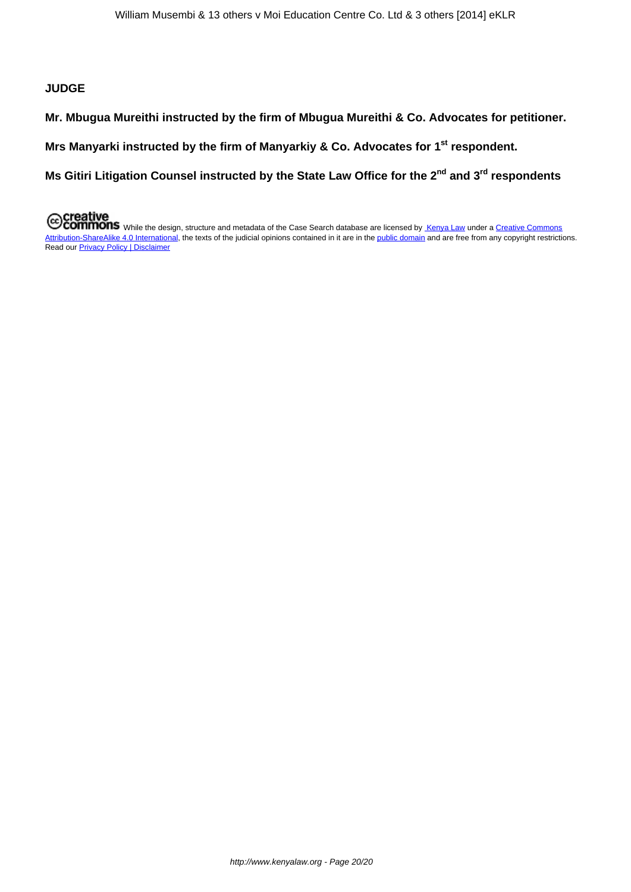**JUDGE**

**Mr. Mbugua Mureithi instructed by the firm of Mbugua Mureithi & Co. Advocates for petitioner.**

**Mrs Manyarki instructed by the firm of Manyarkiy & Co. Advocates for 1st respondent.**

**Ms Gitiri Litigation Counsel instructed by the State Law Office for the 2nd and 3rd respondents**

creative commons While the design, structure and metadata of the Case Search database are licensed by Kenya Law under a Creative Commons Attribution-ShareAlike 4.0 International, the texts of the judicial opinions contained in it are in the public domain and are free from any copyright restrictions. Read our Privacy Policy | Disclaimer